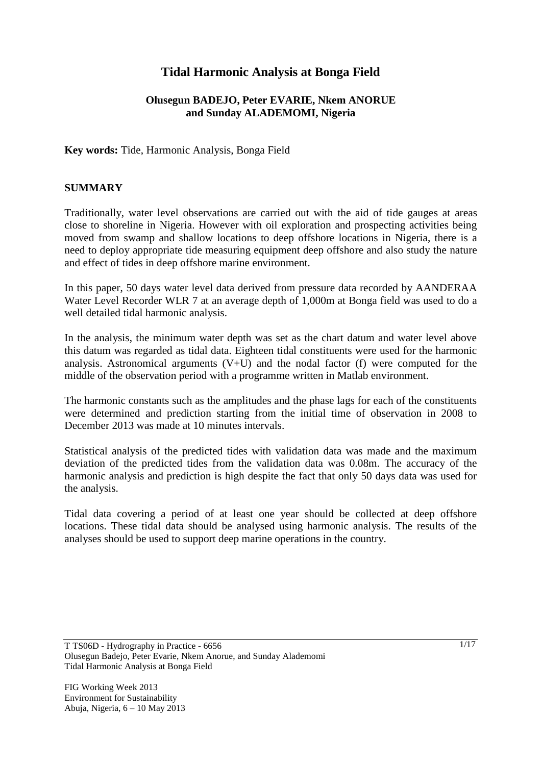# Tidal Harmonic Analysis at Bonga Field

**Olusegun BADEJO, Peter EVARIE, Nkem ANORUE and Sunday ALADEMOMI, Nigeria**

**Key words:** Tide, Harmonic Analysis, Bonga Field

## SUMMARY

Traditionally, water level observations are carried out with the aid of tide gauges at areas close to shoreline in Nigeria. However with oil exploration and prospecting activities being moved from swamp and shallow locations to deep offshore locations in Nigeria, there is a need to deploy appropriate tide measuring equipment deep offshore and also study the nature and effect of tides in deep offshore marine environment.

In this paper, 50 days water level data derived from pressure data recorded by AANDERAA Water Level Recorder WLR 7 at an average depth of 1,000m at Bonga field was used to do a well detailed tidal harmonic analysis.

In the analysis, the minimum water depth was set as the chart datum and water level above this datum was regarded as tidal data. Eighteen tidal constituents were used for the harmonic analysis. Astronomical arguments (V+U) and the nodal factor (f) were computed for the middle of the observation period with a programme written in Matlab environment.

The harmonic constants such as the amplitudes and the phase lags for each of the constituents were determined and prediction starting from the initial time of observation in 2008 to December 2013 was made at 10 minutes intervals.

Statistical analysis of the predicted tides with validation data was made and the maximum deviation of the predicted tides from the validation data was 0.08m. The accuracy of the harmonic analysis and prediction is high despite the fact that only 50 days data was used for the analysis.

Tidal data covering a period of at least one year should be collected at deep offshore locations. These tidal data should be analysed using harmonic analysis. The results of the analyses should be used to support deep marine operations in the country.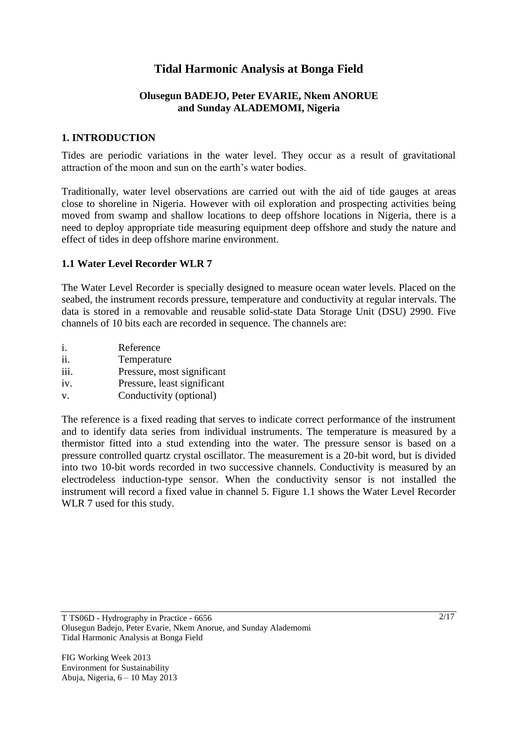# Tidal Harmonic Analysis at Bonga Field

**Olusegun BADEJO, Peter EVARIE, Nkem ANORUE and Sunday ALADEMOMI, Nigeria**

## 1. INTRODUCTION

Tides are periodic variations in the water level. They occur as a result of gravitational attraction of the moon and sun on the earth's water bodies.

Traditionally, water level observations are carried out with the aid of tide gauges at areas close to shoreline in Nigeria. However with oil exploration and prospecting activities being moved from swamp and shallow locations to deep offshore locations in Nigeria, there is a need to deploy appropriate tide measuring equipment deep offshore and study the nature and effect of tides in deep offshore marine environment.

### 1.1 Water Level Recorder WLR 7

The Water Level Recorder is specially designed to measure ocean water levels. Placed on the seabed, the instrument records pressure, temperature and conductivity at regular intervals. The data is stored in a removable and reusable solid-state Data Storage Unit (DSU) 2990. Five channels of 10 bits each are recorded in sequence. The channels are:

i. Reference
ii. Temperature
iii. Pressure, most significant
iv. Pressure, least significant
v. Conductivity (optional)

The reference is a fixed reading that serves to indicate correct performance of the instrument and to identify data series from individual instruments. The temperature is measured by a thermistor fitted into a stud extending into the water. The pressure sensor is based on a pressure controlled quartz crystal oscillator. The measurement is a 20-bit word, but is divided into two 10-bit words recorded in two successive channels. Conductivity is measured by an electrodeless induction-type sensor. When the conductivity sensor is not installed the instrument will record a fixed value in channel 5. Figure 1.1 shows the Water Level Recorder WLR 7 used for this study.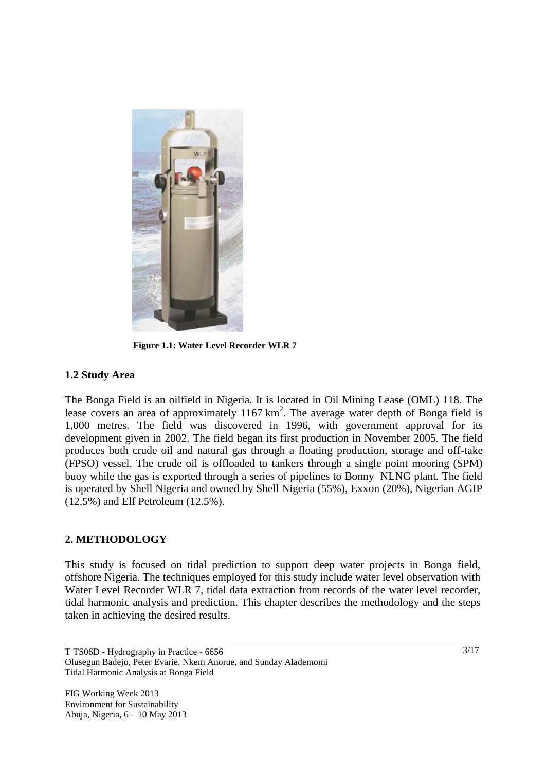**Figure 1.1: Water Level Recorder WLR 7**

### 1.2 Study Area

The Bonga Field is an oilfield in Nigeria. It is located in Oil Mining Lease (OML) 118. The lease covers an area of approximately 1167 $km^2$. The average water depth of Bonga field is 1,000 metres. The field was discovered in 1996, with government approval for its development given in 2002. The field began its first production in November 2005. The field produces both crude oil and natural gas through a floating production, storage and off-take (FPSO) vessel. The crude oil is offloaded to tankers through a single point mooring (SPM) buoy while the gas is exported through a series of pipelines to Bonny NLNG plant. The field is operated by Shell Nigeria and owned by Shell Nigeria (55%), Exxon (20%), Nigerian AGIP (12.5%) and Elf Petroleum (12.5%).

## 2. METHODOLOGY

This study is focused on tidal prediction to support deep water projects in Bonga field, offshore Nigeria. The techniques employed for this study include water level observation with Water Level Recorder WLR 7, tidal data extraction from records of the water level recorder, tidal harmonic analysis and prediction. This chapter describes the methodology and the steps taken in achieving the desired results.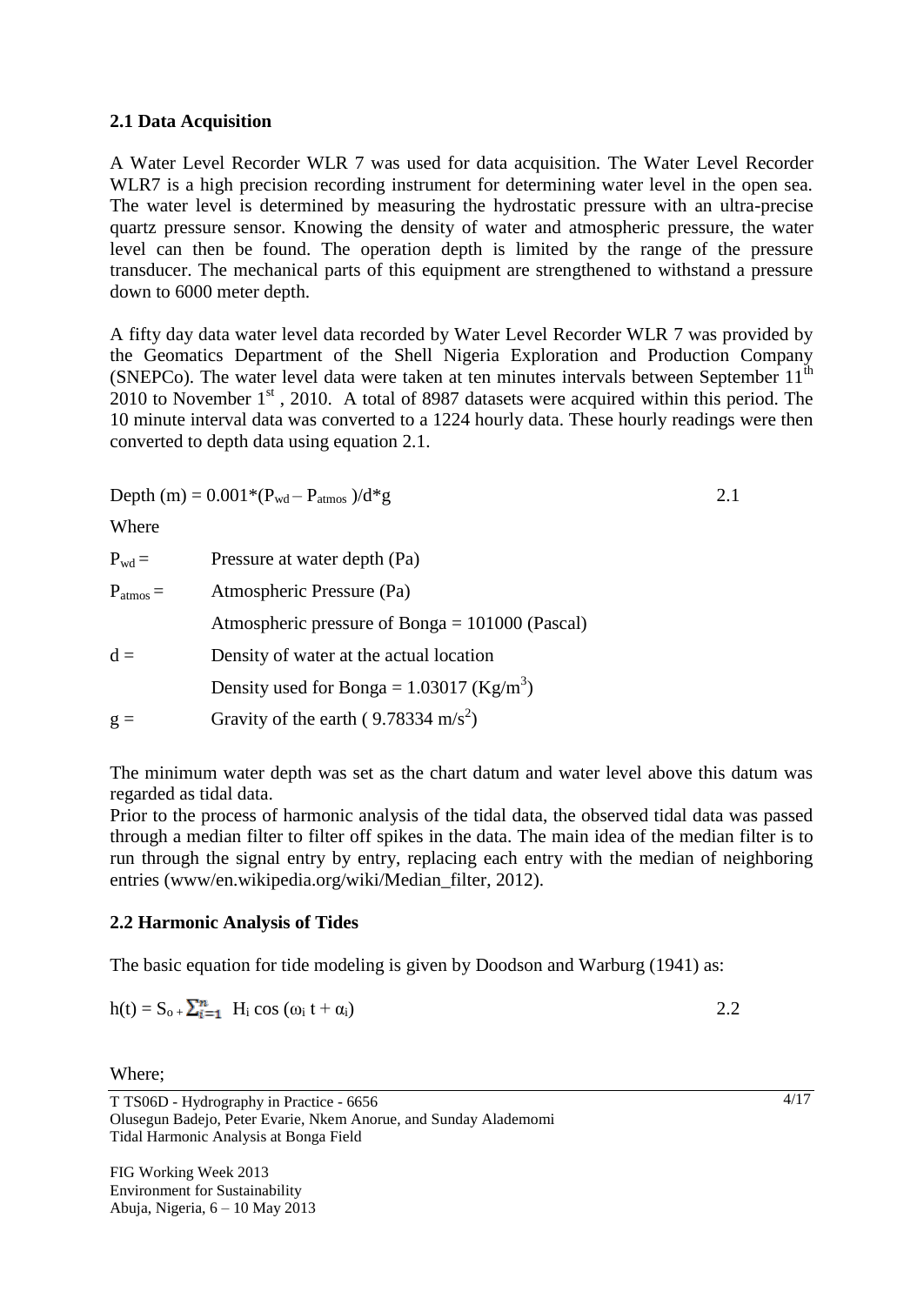### 2.1 Data Acquisition

A Water Level Recorder WLR 7 was used for data acquisition. The Water Level Recorder WLR7 is a high precision recording instrument for determining water level in the open sea. The water level is determined by measuring the hydrostatic pressure with an ultra-precise quartz pressure sensor. Knowing the density of water and atmospheric pressure, the water level can then be found. The operation depth is limited by the range of the pressure transducer. The mechanical parts of this equipment are strengthened to withstand a pressure down to 6000 meter depth.

A fifty day data water level data recorded by Water Level Recorder WLR 7 was provided by the Geomatics Department of the Shell Nigeria Exploration and Production Company (SNEPCo). The water level data were taken at ten minutes intervals between September 11th 2010 to November 1st, 2010. A total of 8987 datasets were acquired within this period. The 10 minute interval data was converted to a 1224 hourly data. These hourly readings were then converted to depth data using equation 2.1.

$$\text{Depth (m)} = 0.001*(P_{wd} - P_{atmos})/d*g \qquad 2.1$$

Where

$P_{wd}$ = Pressure at water depth (Pa)

$P_{atmos}$ = Atmospheric Pressure (Pa)

Atmospheric pressure of Bonga = 101000 (Pascal)

$d$ = Density of water at the actual location

Density used for Bonga = 1.03017 ($Kg/m^3$)

$g$ = Gravity of the earth ( 9.78334 $m/s^2$)

The minimum water depth was set as the chart datum and water level above this datum was regarded as tidal data.

Prior to the process of harmonic analysis of the tidal data, the observed tidal data was passed through a median filter to filter off spikes in the data. The main idea of the median filter is to run through the signal entry by entry, replacing each entry with the median of neighboring entries (www/en.wikipedia.org/wiki/Median_filter, 2012).

### 2.2 Harmonic Analysis of Tides

The basic equation for tide modeling is given by Doodson and Warburg (1941) as:

$$h(t) = S_o + \sum_{i=1}^{n} H_i \cos(\omega_i t + \alpha_i) \qquad 2.2$$

Where;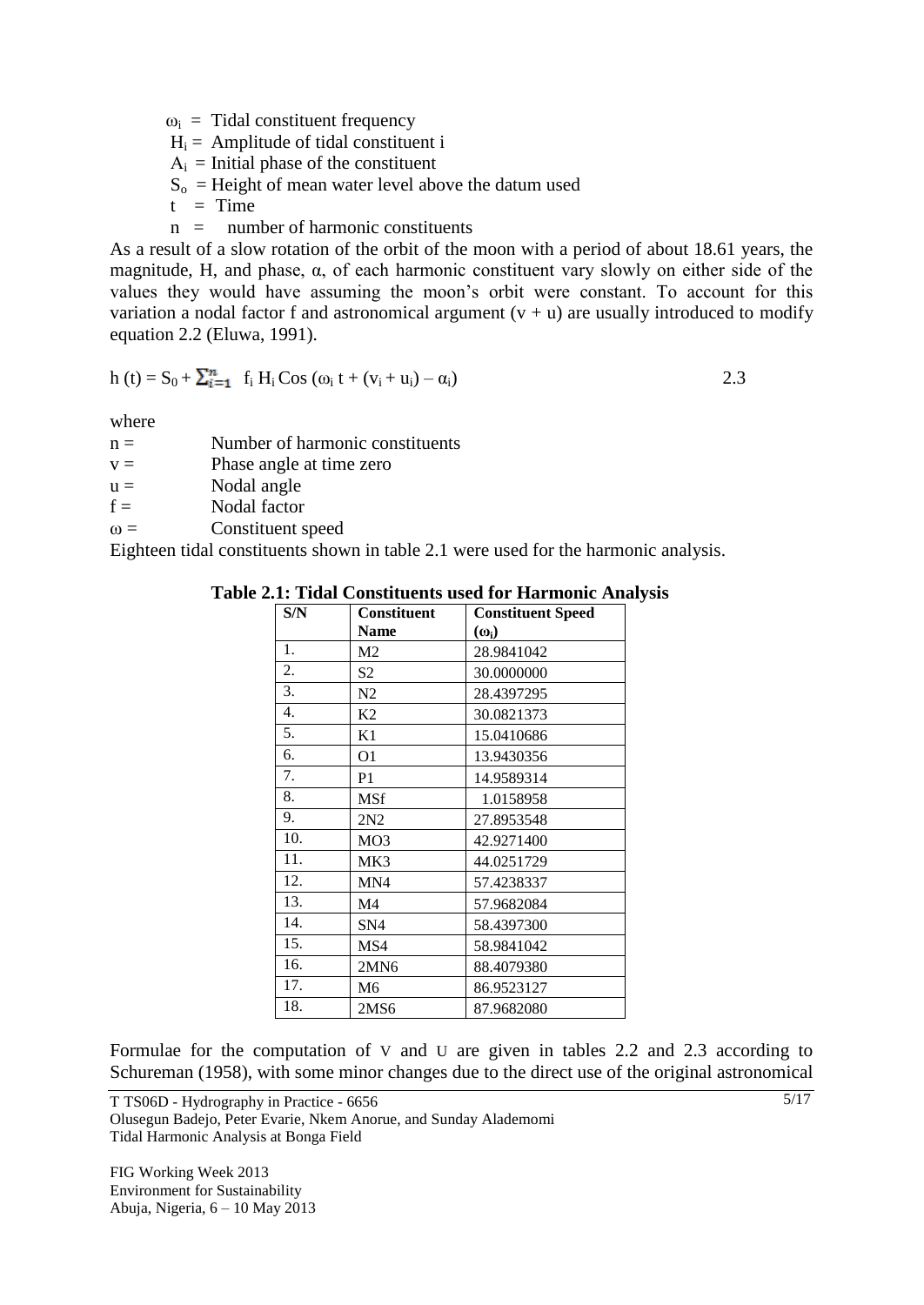$\omega_i$ = Tidal constituent frequency
$H_i$ = Amplitude of tidal constituent i
$A_i$ = Initial phase of the constituent
$S_o$ = Height of mean water level above the datum used
t = Time
n = number of harmonic constituents

As a result of a slow rotation of the orbit of the moon with a period of about 18.61 years, the magnitude, H, and phase, α, of each harmonic constituent vary slowly on either side of the values they would have assuming the moon's orbit were constant. To account for this variation a nodal factor f and astronomical argument (v + u) are usually introduced to modify equation 2.2 (Eluwa, 1991).

$$h(t) = S_0 + \sum_{i=1}^{n} f_i H_i \cos(\omega_i t + (v_i + u_i) - \alpha_i) \qquad 2.3$$

where

n = Number of harmonic constituents
v = Phase angle at time zero
u = Nodal angle
f = Nodal factor
ω = Constituent speed

Eighteen tidal constituents shown in table 2.1 were used for the harmonic analysis.

**Table 2.1: Tidal Constituents used for Harmonic Analysis**

| S/N | Constituent Name | Constituent Speed ($\omega_i$) |
|---|---|---|
| 1. | M2 | 28.9841042 |
| 2. | S2 | 30.0000000 |
| 3. | N2 | 28.4397295 |
| 4. | K2 | 30.0821373 |
| 5. | K1 | 15.0410686 |
| 6. | O1 | 13.9430356 |
| 7. | P1 | 14.9589314 |
| 8. | MSf | 1.0158958 |
| 9. | 2N2 | 27.8953548 |
| 10. | MO3 | 42.9271400 |
| 11. | MK3 | 44.0251729 |
| 12. | MN4 | 57.4238337 |
| 13. | M4 | 57.9682084 |
| 14. | SN4 | 58.4397300 |
| 15. | MS4 | 58.9841042 |
| 16. | 2MN6 | 88.4079380 |
| 17. | M6 | 86.9523127 |
| 18. | 2MS6 | 87.9682080 |

Formulae for the computation of V and U are given in tables 2.2 and 2.3 according to Schureman (1958), with some minor changes due to the direct use of the original astronomical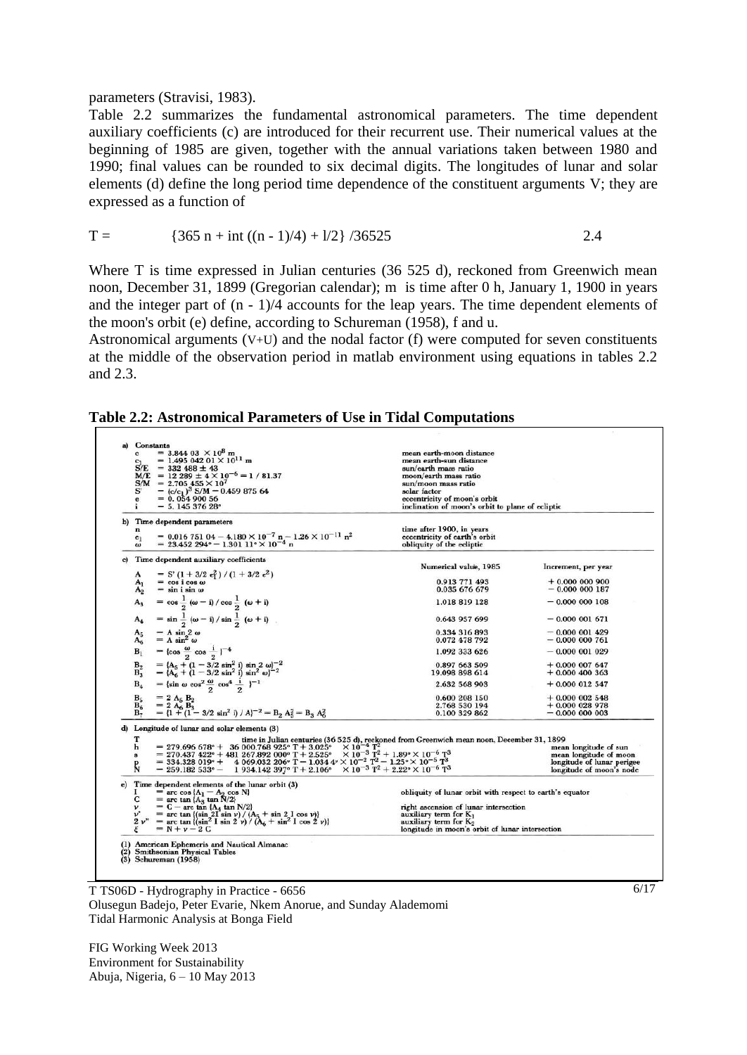parameters (Stravisi, 1983).

Table 2.2 summarizes the fundamental astronomical parameters. The time dependent auxiliary coefficients (c) are introduced for their recurrent use. Their numerical values at the beginning of 1985 are given, together with the annual variations taken between 1980 and 1990; final values can be rounded to six decimal digits. The longitudes of lunar and solar elements (d) define the long period time dependence of the constituent arguments V; they are expressed as a function of

$$T = \{365\,n + \text{int}\,((n - 1)/4) + l/2\}\,/36525 \qquad 2.4$$

Where T is time expressed in Julian centuries (36 525 d), reckoned from Greenwich mean noon, December 31, 1899 (Gregorian calendar); m is time after 0 h, January 1, 1900 in years and the integer part of (n - 1)/4 accounts for the leap years. The time dependent elements of the moon's orbit (e) define, according to Schureman (1958), f and u.

Astronomical arguments (V+U) and the nodal factor (f) were computed for seven constituents at the middle of the observation period in matlab environment using equations in tables 2.2 and 2.3.

**Table 2.2: Astronomical Parameters of Use in Tidal Computations**

**a) Constants**

| Symbol | Value | Description |
|---|---|---|
| $c$ | $= 3.844\,03 \times 10^{8}$ m | mean earth-moon distance |
| $c_1$ | $= 1.495\,042\,01 \times 10^{11}$ m | mean earth-sun distance |
| S/E | $= 332\,488 \pm 43$ | sun/earth mass ratio |
| M/E | $= 12\,289 \pm 4 \times 10^{-6} = 1/81.37$ | moon/earth mass ratio |
| S/M | $= 2.705\,455 \times 10^{7}$ | sun/moon mass ratio |
| S' | $= (c/c_1)^3\,S/M = 0.459\,875\,64$ | solar factor |
| e | $= 0.054\,900\,56$ | eccentricity of moon's orbit |
| i | $= 5.145\,376\,28°$ | inclination of moon's orbit to plane of ecliptic |

**b) Time dependent parameters**

| Symbol | Value | Description |
|---|---|---|
| n | | time after 1900, in years |
| $e_1$ | $= 0.016\,751\,04 - 4.180 \times 10^{-7}\,n - 1.26 \times 10^{-11}\,n^2$ | eccentricity of earth's orbit |
| $\omega$ | $= 23.452\,294° - 1.301\,11° \times 10^{-4}\,n$ | obliquity of the ecliptic |

**c) Time dependent auxiliary coefficients**

| Symbol | Definition | Numerical value, 1985 | Increment, per year |
|---|---|---|---|
| A | $= S'\,(1 + 3/2\,e_1^2)\,/\,(1 + 3/2\,e^2)$ | 0.913 771 493 | + 0.000 000 900 |
| $A_1$ | $= \cos i \cos \omega$ | 0.035 676 679 | − 0.000 000 187 |
| $A_2$ | $= \sin i \sin \omega$ | | |
| $A_3$ | $= \cos \frac{1}{2}(\omega - i) / \cos \frac{1}{2}(\omega + i)$ | 1.018 819 128 | − 0.000 000 108 |
| $A_4$ | $= \sin \frac{1}{2}(\omega - i) / \sin \frac{1}{2}(\omega + i)$ | 0.643 957 699 | − 0.000 001 671 |
| $A_5$ | $= A \sin^2 \omega$ | 0.334 316 893 | − 0.000 001 429 |
| $A_6$ | $= A \sin^2 \omega$ | 0.072 478 792 | − 0.000 000 761 |
| $B_1$ | $= \{\cos \frac{\omega}{2} \cos \frac{i}{2}\}^{-4}$ | 1.092 333 626 | − 0.000 001 029 |
| $B_2$ | $= \{A_5 + (1 - 3/2 \sin^2 i) \sin 2\omega\}^{-2}$ | 0.897 663 509 | + 0.000 007 647 |
| $B_3$ | $= \{A_6 + (1 - 3/2 \sin^2 i) \sin^2 \omega\}^{-2}$ | 19.098 898 614 | + 0.000 400 363 |
| $B_4$ | $= \{\sin \omega \cos^2 \frac{\omega}{2} \cos^4 \frac{i}{2}\}^{-1}$ | 2.632 568 903 | + 0.000 012 547 |
| $B_5$ | $= 2\,A_5\,B_2$ | 0.600 208 150 | + 0.000 002 548 |
| $B_6$ | $= 2\,A_6\,B_3$ | 2.768 530 194 | + 0.000 028 978 |
| $B_7$ | $= \{1 + (1 - 3/2 \sin^2 i) / A\}^{-2} = B_2\,A_5^2 = B_3\,A_6^2$ | 0.100 329 862 | − 0.000 000 003 |

**d) Longitude of lunar and solar elements (3)**

| Symbol | Value | Description |
|---|---|---|
| T | time in Julian centuries (36 525 d), reckoned from Greenwich mean noon, December 31, 1899 | |
| h | $= 279.696\,678° + 36\,000.768\,925°\,T + 3.025° \times 10^{-4}\,T^2$ | mean longitude of sun |
| s | $= 270.437\,422° + 481\,267.892\,000°\,T + 2.525° \times 10^{-3}\,T^2 + 1.89° \times 10^{-6}\,T^3$ | mean longitude of moon |
| p | $= 334.328\,019° + 4\,069.032\,206°\,T - 1.034\,4° \times 10^{-2}\,T^2 - 1.25° \times 10^{-5}\,T^3$ | longitude of lunar perigee |
| N | $= 259.182\,533° - 1\,934.142\,397°\,T + 2.106° \times 10^{-3}\,T^2 + 2.22° \times 10^{-6}\,T^3$ | longitude of moon's node |

**e) Time dependent elements of the lunar orbit (3)**

| Symbol | Definition | Description |
|---|---|---|
| I | $= \arccos\,\{A_1 - A_2 \cos N\}$ | obliquity of lunar orbit with respect to earth's equator |
| C | $= \arctan\,\{A_3 \tan N/2\}$ | |
| $\nu$ | $= C - \arctan\,\{A_4 \tan N/2\}$ | right ascension of lunar intersection |
| $\nu'$ | $= \arctan\,\{(\sin 2I \sin \nu) / (A_5 + \sin 2I \cos \nu)\}$ | auxiliary term for $K_1$ |
| $2\nu''$ | $= \arctan\,\{(\sin^2 I \sin 2\nu) / (A_6 + \sin^2 I \cos 2\nu)\}$ | auxiliary term for $K_2$ |
| $\xi$ | $= N + \nu - 2C$ | longitude in moon's orbit of lunar intersection |

(1) American Ephemeris and Nautical Almanac
(2) Smithsonian Physical Tables
(3) Schureman (1958)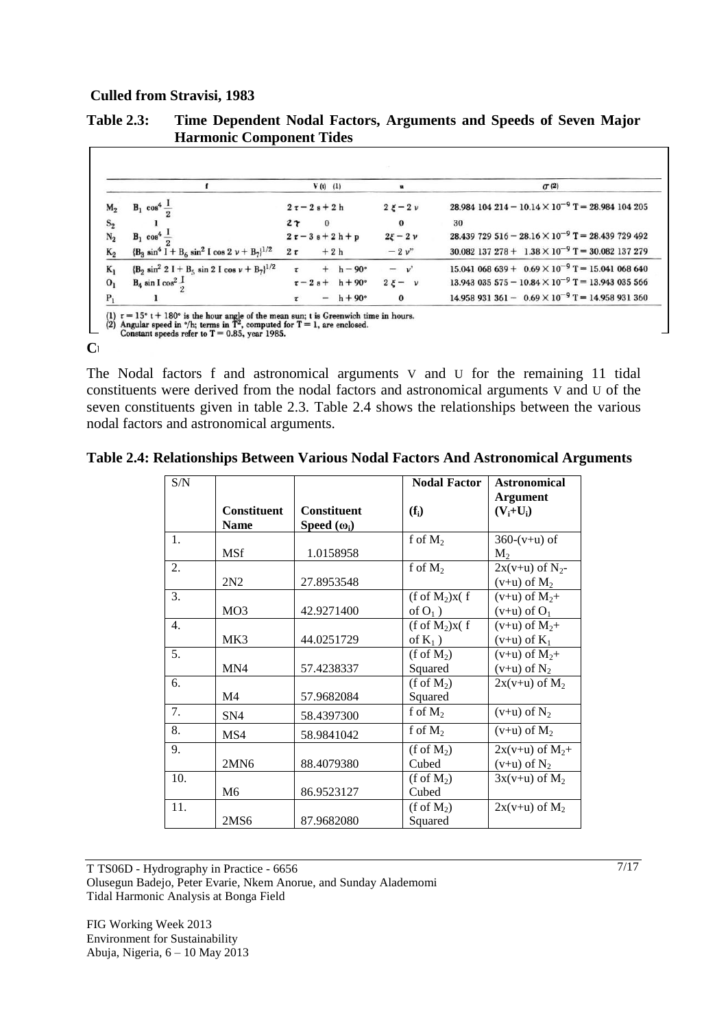**Culled from Stravisi, 1983**

**Table 2.3: Time Dependent Nodal Factors, Arguments and Speeds of Seven Major Harmonic Component Tides**

| | f | V (t) (1) | u | $\sigma$ (2) |
|---|---|---|---|---|
| $M_2$ | $B_1 \cos^4 \frac{I}{2}$ | $2\tau - 2s + 2h$ | $2\xi - 2\nu$ | $28.984\,104\,214 - 10.14 \times 10^{-9}\,T = 28.984\,104\,205$ |
| $S_2$ | 1 | $2\tau \quad 0$ | 0 | 30 |
| $N_2$ | $B_1 \cos^4 \frac{I}{2}$ | $2\tau - 3s + 2h + p$ | $2\xi - 2\nu$ | $28.439\,729\,516 - 28.16 \times 10^{-9}\,T = 28.439\,729\,492$ |
| $K_2$ | $\{B_3 \sin^4 I + B_6 \sin^2 I \cos 2\nu + B_7\}^{1/2}$ | $2\tau \quad + 2h$ | $-2\nu''$ | $30.082\,137\,278 + 1.38 \times 10^{-9}\,T = 30.082\,137\,279$ |
| $K_1$ | $\{B_2 \sin^2 2I + B_5 \sin 2I \cos \nu + B_7\}^{1/2}$ | $\tau \quad + h - 90°$ | $-\nu'$ | $15.041\,068\,639 + 0.69 \times 10^{-9}\,T = 15.041\,068\,640$ |
| $O_1$ | $B_4 \sin I \cos^2 \frac{I}{2}$ | $\tau - 2s + h + 90°$ | $2\xi - \nu$ | $13.943\,035\,575 - 10.84 \times 10^{-9}\,T = 13.943\,035\,566$ |
| $P_1$ | 1 | $\tau \quad - h + 90°$ | 0 | $14.958\,931\,361 - 0.69 \times 10^{-9}\,T = 14.958\,931\,360$ |

(1) $\tau = 15° t + 180°$ is the hour angle of the mean sun; t is Greenwich time in hours.
(2) Angular speed in °/h; terms in $T^2$, computed for T = 1, are enclosed.
Constant speeds refer to T = 0.85, year 1985.

The Nodal factors f and astronomical arguments V and U for the remaining 11 tidal constituents were derived from the nodal factors and astronomical arguments V and U of the seven constituents given in table 2.3. Table 2.4 shows the relationships between the various nodal factors and astronomical arguments.

**Table 2.4: Relationships Between Various Nodal Factors And Astronomical Arguments**

| S/N | Constituent Name | Constituent Speed ($\omega_i$) | Nodal Factor ($f_i$) | Astronomical Argument ($V_i$+$U_i$) |
|---|---|---|---|---|
| 1. | MSf | 1.0158958 | f of $M_2$ | 360-(v+u) of $M_2$ |
| 2. | 2N2 | 27.8953548 | f of $M_2$ | 2x(v+u) of $N_2$-(v+u) of $M_2$ |
| 3. | MO3 | 42.9271400 | (f of $M_2$)x( f of $O_1$ ) | (v+u) of $M_2$+(v+u) of $O_1$ |
| 4. | MK3 | 44.0251729 | (f of $M_2$)x( f of $K_1$ ) | (v+u) of $M_2$+(v+u) of $K_1$ |
| 5. | MN4 | 57.4238337 | (f of $M_2$) Squared | (v+u) of $M_2$+(v+u) of $N_2$ |
| 6. | M4 | 57.9682084 | (f of $M_2$) Squared | 2x(v+u) of $M_2$ |
| 7. | SN4 | 58.4397300 | f of $M_2$ | (v+u) of $N_2$ |
| 8. | MS4 | 58.9841042 | f of $M_2$ | (v+u) of $M_2$ |
| 9. | 2MN6 | 88.4079380 | (f of $M_2$) Cubed | 2x(v+u) of $M_2$+(v+u) of $N_2$ |
| 10. | M6 | 86.9523127 | (f of $M_2$) Cubed | 3x(v+u) of $M_2$ |
| 11. | 2MS6 | 87.9682080 | (f of $M_2$) Squared | 2x(v+u) of $M_2$ |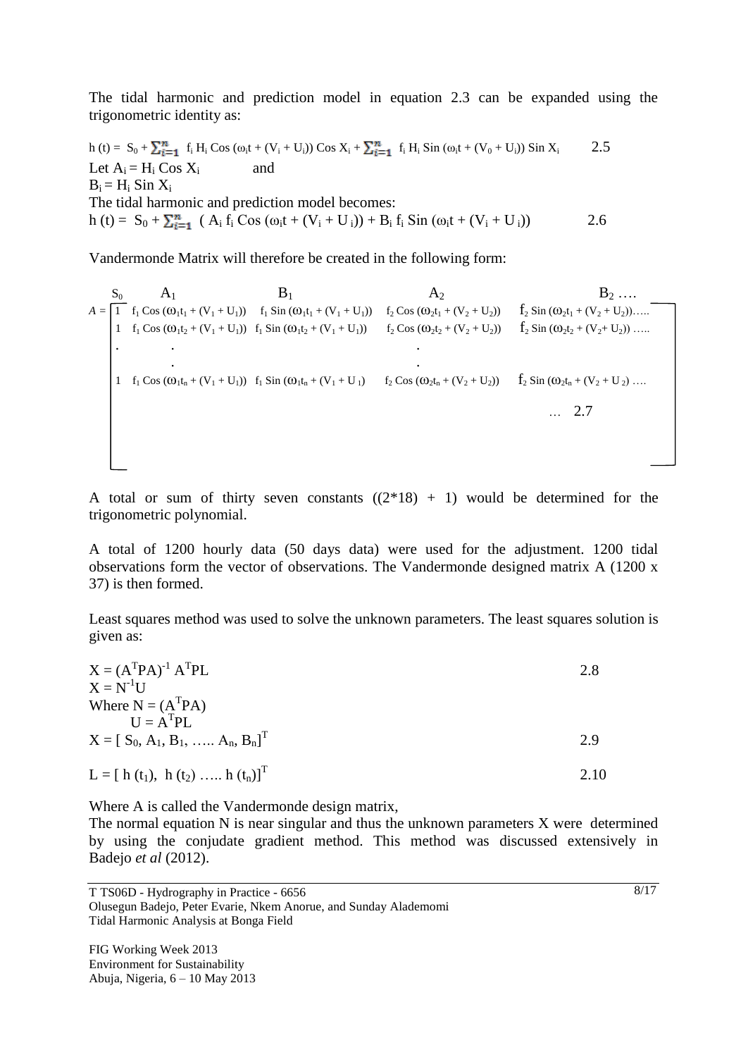The tidal harmonic and prediction model in equation 2.3 can be expanded using the trigonometric identity as:

$$h(t) = S_0 + \sum_{i=1}^{n} f_i H_i \cos(\omega_i t + (V_i + U_i)) \cos X_i + \sum_{i=1}^{n} f_i H_i \sin(\omega_i t + (V_0 + U_i)) \sin X_i \qquad 2.5$$

Let $A_i = H_i \cos X_i$ and

$B_i = H_i \sin X_i$

The tidal harmonic and prediction model becomes:

$$h(t) = S_0 + \sum_{i=1}^{n} (A_i f_i \cos(\omega_i t + (V_i + U_i)) + B_i f_i \sin(\omega_i t + (V_i + U_i)) \qquad 2.6$$

Vandermonde Matrix will therefore be created in the following form:

$$A = \begin{bmatrix} S_0 & A_1 & B_1 & A_2 & B_2 \ldots \\ 1 & f_1 \cos(\omega_1 t_1 + (V_1 + U_1)) & f_1 \sin(\omega_1 t_1 + (V_1 + U_1)) & f_2 \cos(\omega_2 t_1 + (V_2 + U_2)) & f_2 \sin(\omega_2 t_1 + (V_2 + U_2)) \ldots \\ 1 & f_1 \cos(\omega_1 t_2 + (V_1 + U_1)) & f_1 \sin(\omega_1 t_2 + (V_1 + U_1)) & f_2 \cos(\omega_2 t_2 + (V_2 + U_2)) & f_2 \sin(\omega_2 t_2 + (V_2 + U_2)) \ldots \\ \cdot & \cdot & & \cdot & \\ & \cdot & & \cdot & \\ 1 & f_1 \cos(\omega_1 t_n + (V_1 + U_1)) & f_1 \sin(\omega_1 t_n + (V_1 + U_1)) & f_2 \cos(\omega_2 t_n + (V_2 + U_2)) & f_2 \sin(\omega_2 t_n + (V_2 + U_2)) \ldots \end{bmatrix} \quad \ldots\ 2.7$$

A total or sum of thirty seven constants ((2*18) + 1) would be determined for the trigonometric polynomial.

A total of 1200 hourly data (50 days data) were used for the adjustment. 1200 tidal observations form the vector of observations. The Vandermonde designed matrix A (1200 x 37) is then formed.

Least squares method was used to solve the unknown parameters. The least squares solution is given as:

$$X = (A^T P A)^{-1} A^T P L \qquad 2.8$$

$$X = N^{-1} U$$

Where $N = (A^T P A)$

$U = A^T P L$

$$X = [S_0, A_1, B_1, \ldots A_n, B_n]^T \qquad 2.9$$

$$L = [h(t_1), h(t_2) \ldots h(t_n)]^T \qquad 2.10$$

Where A is called the Vandermonde design matrix,

The normal equation N is near singular and thus the unknown parameters X were determined by using the conjudate gradient method. This method was discussed extensively in Badejo *et al* (2012).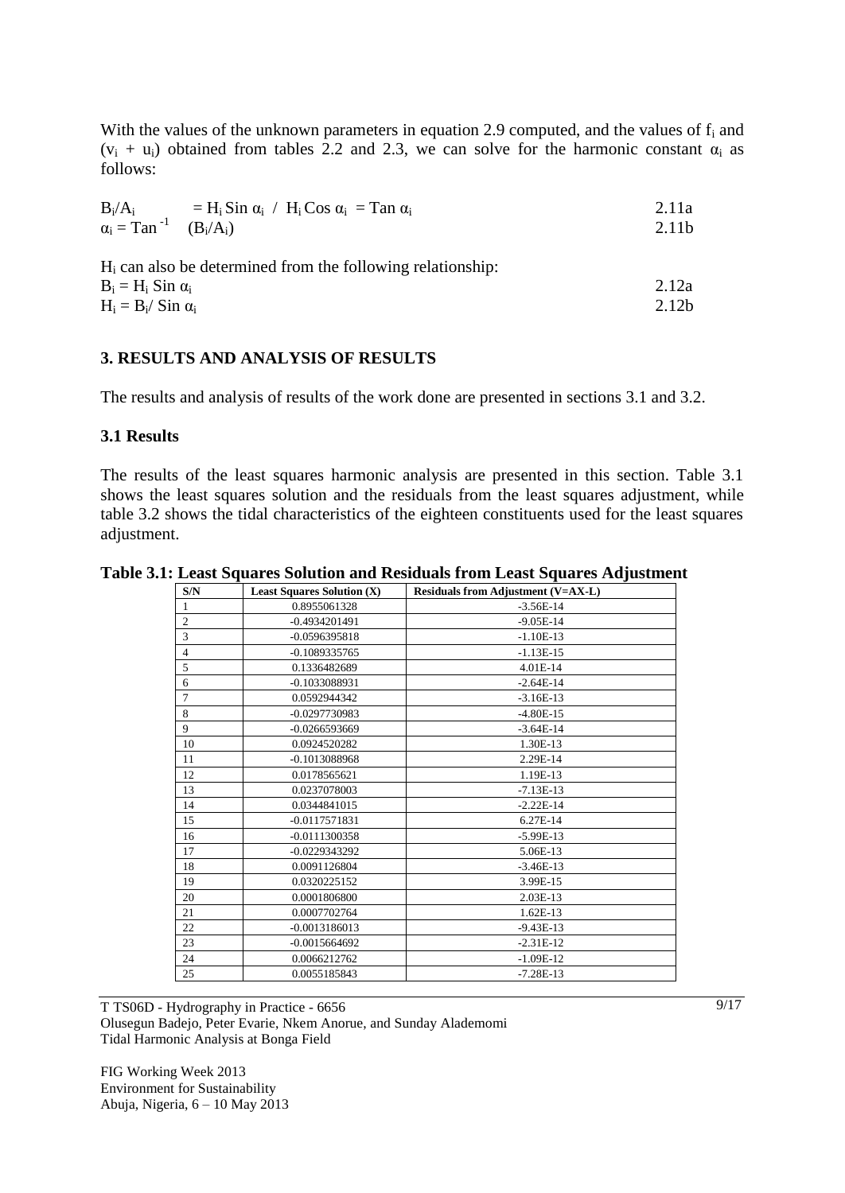With the values of the unknown parameters in equation 2.9 computed, and the values of $f_i$ and $(v_i + u_i)$ obtained from tables 2.2 and 2.3, we can solve for the harmonic constant $\alpha_i$ as follows:

$$B_i/A_i = H_i \text{Sin } \alpha_i \; / \; H_i \text{Cos } \alpha_i = \text{Tan } \alpha_i \quad (2.11a)$$

$$\alpha_i = \text{Tan}^{-1} \; (B_i/A_i) \quad (2.11b)$$

$H_i$ can also be determined from the following relationship:

$$B_i = H_i \text{ Sin } \alpha_i \quad (2.12a)$$

$$H_i = B_i / \text{Sin } \alpha_i \quad (2.12b)$$

## 3. RESULTS AND ANALYSIS OF RESULTS

The results and analysis of results of the work done are presented in sections 3.1 and 3.2.

### 3.1 Results

The results of the least squares harmonic analysis are presented in this section. Table 3.1 shows the least squares solution and the residuals from the least squares adjustment, while table 3.2 shows the tidal characteristics of the eighteen constituents used for the least squares adjustment.

**Table 3.1: Least Squares Solution and Residuals from Least Squares Adjustment**

| S/N | Least Squares Solution (X) | Residuals from Adjustment (V=AX-L) |
|---|---|---|
| 1 | 0.8955061328 | -3.56E-14 |
| 2 | -0.4934201491 | -9.05E-14 |
| 3 | -0.0596395818 | -1.10E-13 |
| 4 | -0.1089335765 | -1.13E-15 |
| 5 | 0.1336482689 | 4.01E-14 |
| 6 | -0.1033088931 | -2.64E-14 |
| 7 | 0.0592944342 | -3.16E-13 |
| 8 | -0.0297730983 | -4.80E-15 |
| 9 | -0.0266593669 | -3.64E-14 |
| 10 | 0.0924520282 | 1.30E-13 |
| 11 | -0.1013088968 | 2.29E-14 |
| 12 | 0.0178565621 | 1.19E-13 |
| 13 | 0.0237078003 | -7.13E-13 |
| 14 | 0.0344841015 | -2.22E-14 |
| 15 | -0.0117571831 | 6.27E-14 |
| 16 | -0.0111300358 | -5.99E-13 |
| 17 | -0.0229343292 | 5.06E-13 |
| 18 | 0.0091126804 | -3.46E-13 |
| 19 | 0.0320225152 | 3.99E-15 |
| 20 | 0.0001806800 | 2.03E-13 |
| 21 | 0.0007702764 | 1.62E-13 |
| 22 | -0.0013186013 | -9.43E-13 |
| 23 | -0.0015664692 | -2.31E-12 |
| 24 | 0.0066212762 | -1.09E-12 |
| 25 | 0.0055185843 | -7.28E-13 |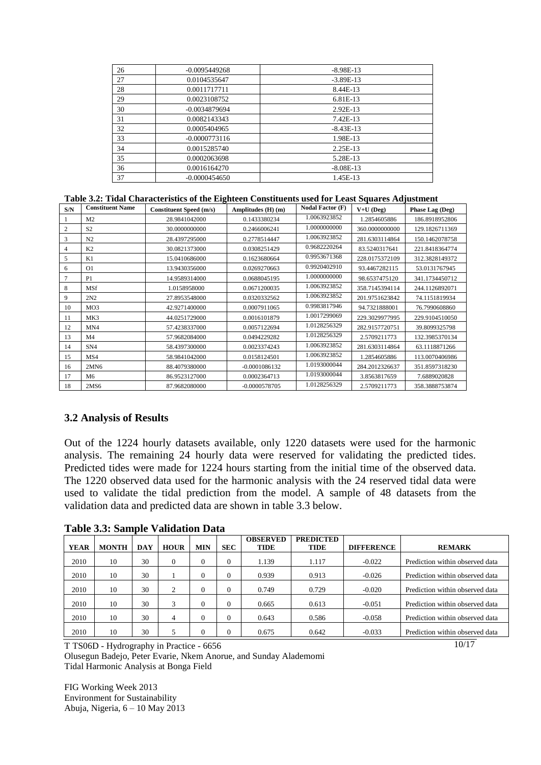| 26 | -0.0095449268 | -8.98E-13 |
|---|---|---|
| 27 | 0.0104535647 | -3.89E-13 |
| 28 | 0.0011717711 | 8.44E-13 |
| 29 | 0.0023108752 | 6.81E-13 |
| 30 | -0.0034879694 | 2.92E-13 |
| 31 | 0.0082143343 | 7.42E-13 |
| 32 | 0.0005404965 | -8.43E-13 |
| 33 | -0.0000773116 | 1.98E-13 |
| 34 | 0.0015285740 | 2.25E-13 |
| 35 | 0.0002063698 | 5.28E-13 |
| 36 | 0.0016164270 | -8.08E-13 |
| 37 | -0.0000454650 | 1.45E-13 |

**Table 3.2: Tidal Characteristics of the Eighteen Constituents used for Least Squares Adjustment**

| S/N | Constituent Name | Constituent Speed (m/s) | Amplitudes (H) (m) | Nodal Factor (F) | V+U (Deg) | Phase Lag (Deg) |
|---|---|---|---|---|---|---|
| 1 | M2 | 28.9841042000 | 0.1433380234 | 1.0063923852 | 1.2854605886 | 186.8918952806 |
| 2 | S2 | 30.0000000000 | 0.2466006241 | 1.0000000000 | 360.0000000000 | 129.1826711369 |
| 3 | N2 | 28.4397295000 | 0.2778514447 | 1.0063923852 | 281.6303114864 | 150.1462078758 |
| 4 | K2 | 30.0821373000 | 0.0308251429 | 0.9682220264 | 83.5240317641 | 221.8418364774 |
| 5 | K1 | 15.0410686000 | 0.1623680664 | 0.9953671368 | 228.0175372109 | 312.3828149372 |
| 6 | O1 | 13.9430356000 | 0.0269270663 | 0.9920402910 | 93.4467282115 | 53.0131767945 |
| 7 | P1 | 14.9589314000 | 0.0688045195 | 1.0000000000 | 98.6537475120 | 341.1734450712 |
| 8 | MSf | 1.0158958000 | 0.0671200035 | 1.0063923852 | 358.7145394114 | 244.1126892071 |
| 9 | 2N2 | 27.8953548000 | 0.0320332562 | 1.0063923852 | 201.9751623842 | 74.1151819934 |
| 10 | MO3 | 42.9271400000 | 0.0007911065 | 0.9983817946 | 94.7321888001 | 76.7990608860 |
| 11 | MK3 | 44.0251729000 | 0.0016101879 | 1.0017299069 | 229.3029977995 | 229.9104510050 |
| 12 | MN4 | 57.4238337000 | 0.0057122694 | 1.0128256329 | 282.9157720751 | 39.8099325798 |
| 13 | M4 | 57.9682084000 | 0.0494229282 | 1.0128256329 | 2.5709211773 | 132.3985370134 |
| 14 | SN4 | 58.4397300000 | 0.0023374243 | 1.0063923852 | 281.6303114864 | 63.1118871266 |
| 15 | MS4 | 58.9841042000 | 0.0158124501 | 1.0063923852 | 1.2854605886 | 113.0070406986 |
| 16 | 2MN6 | 88.4079380000 | -0.0001086132 | 1.0193000044 | 284.2012326637 | 351.8597318230 |
| 17 | M6 | 86.9523127000 | 0.0002364713 | 1.0193000044 | 3.8563817659 | 7.6889020828 |
| 18 | 2MS6 | 87.9682080000 | -0.0000578705 | 1.0128256329 | 2.5709211773 | 358.3888753874 |

## 3.2 Analysis of Results

Out of the 1224 hourly datasets available, only 1220 datasets were used for the harmonic analysis. The remaining 24 hourly data were reserved for validating the predicted tides. Predicted tides were made for 1224 hours starting from the initial time of the observed data. The 1220 observed data used for the harmonic analysis with the 24 reserved tidal data were used to validate the tidal prediction from the model. A sample of 48 datasets from the validation data and predicted data are shown in table 3.3 below.

**Table 3.3: Sample Validation Data**

| YEAR | MONTH | DAY | HOUR | MIN | SEC | OBSERVED TIDE | PREDICTED TIDE | DIFFERENCE | REMARK |
|---|---|---|---|---|---|---|---|---|---|
| 2010 | 10 | 30 | 0 | 0 | 0 | 1.139 | 1.117 | -0.022 | Prediction within observed data |
| 2010 | 10 | 30 | 1 | 0 | 0 | 0.939 | 0.913 | -0.026 | Prediction within observed data |
| 2010 | 10 | 30 | 2 | 0 | 0 | 0.749 | 0.729 | -0.020 | Prediction within observed data |
| 2010 | 10 | 30 | 3 | 0 | 0 | 0.665 | 0.613 | -0.051 | Prediction within observed data |
| 2010 | 10 | 30 | 4 | 0 | 0 | 0.643 | 0.586 | -0.058 | Prediction within observed data |
| 2010 | 10 | 30 | 5 | 0 | 0 | 0.675 | 0.642 | -0.033 | Prediction within observed data |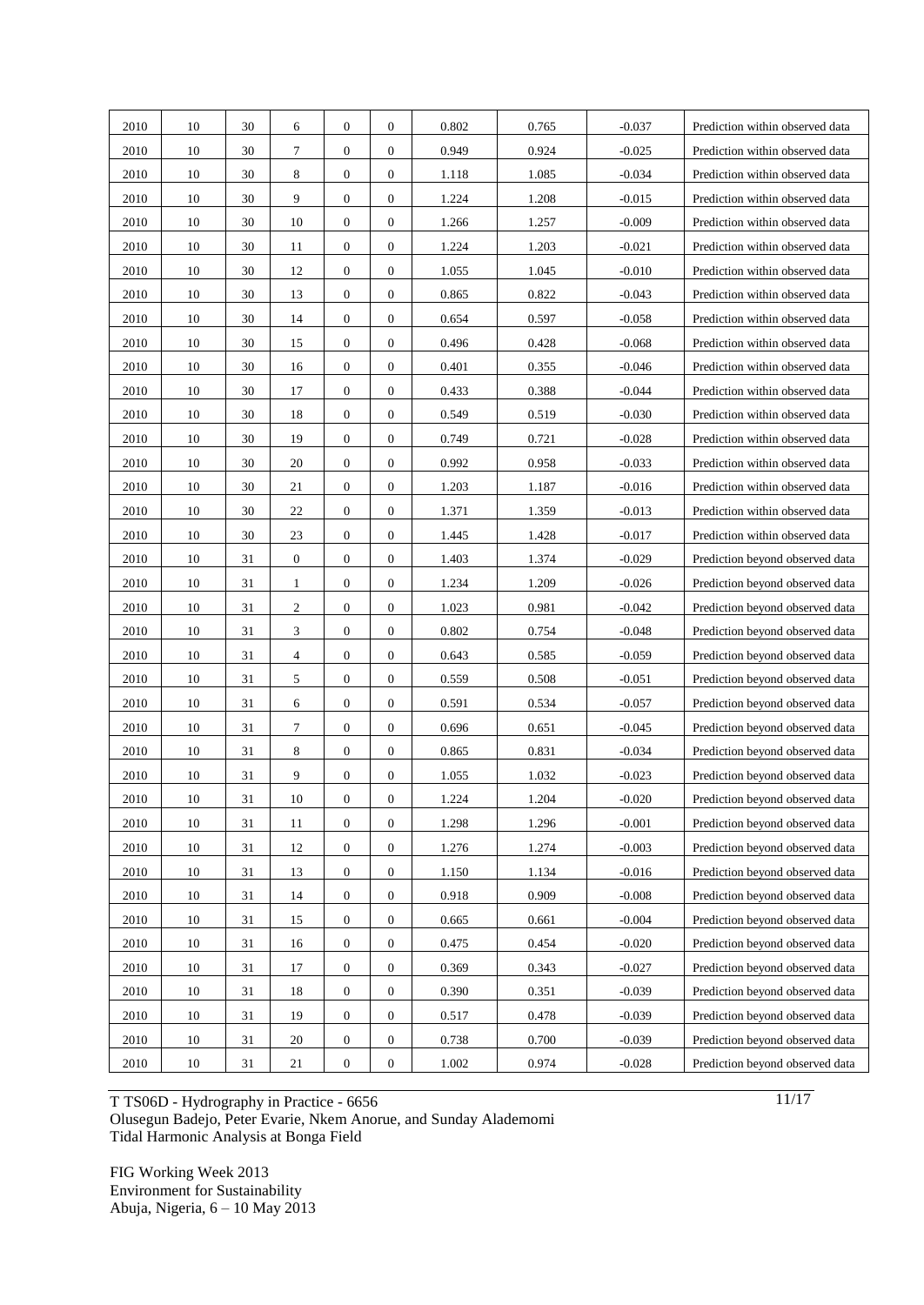| 2010 | 10 | 30 | 6 | 0 | 0 | 0.802 | 0.765 | -0.037 | Prediction within observed data |
|---|---|---|---|---|---|---|---|---|---|
| 2010 | 10 | 30 | 7 | 0 | 0 | 0.949 | 0.924 | -0.025 | Prediction within observed data |
| 2010 | 10 | 30 | 8 | 0 | 0 | 1.118 | 1.085 | -0.034 | Prediction within observed data |
| 2010 | 10 | 30 | 9 | 0 | 0 | 1.224 | 1.208 | -0.015 | Prediction within observed data |
| 2010 | 10 | 30 | 10 | 0 | 0 | 1.266 | 1.257 | -0.009 | Prediction within observed data |
| 2010 | 10 | 30 | 11 | 0 | 0 | 1.224 | 1.203 | -0.021 | Prediction within observed data |
| 2010 | 10 | 30 | 12 | 0 | 0 | 1.055 | 1.045 | -0.010 | Prediction within observed data |
| 2010 | 10 | 30 | 13 | 0 | 0 | 0.865 | 0.822 | -0.043 | Prediction within observed data |
| 2010 | 10 | 30 | 14 | 0 | 0 | 0.654 | 0.597 | -0.058 | Prediction within observed data |
| 2010 | 10 | 30 | 15 | 0 | 0 | 0.496 | 0.428 | -0.068 | Prediction within observed data |
| 2010 | 10 | 30 | 16 | 0 | 0 | 0.401 | 0.355 | -0.046 | Prediction within observed data |
| 2010 | 10 | 30 | 17 | 0 | 0 | 0.433 | 0.388 | -0.044 | Prediction within observed data |
| 2010 | 10 | 30 | 18 | 0 | 0 | 0.549 | 0.519 | -0.030 | Prediction within observed data |
| 2010 | 10 | 30 | 19 | 0 | 0 | 0.749 | 0.721 | -0.028 | Prediction within observed data |
| 2010 | 10 | 30 | 20 | 0 | 0 | 0.992 | 0.958 | -0.033 | Prediction within observed data |
| 2010 | 10 | 30 | 21 | 0 | 0 | 1.203 | 1.187 | -0.016 | Prediction within observed data |
| 2010 | 10 | 30 | 22 | 0 | 0 | 1.371 | 1.359 | -0.013 | Prediction within observed data |
| 2010 | 10 | 30 | 23 | 0 | 0 | 1.445 | 1.428 | -0.017 | Prediction within observed data |
| 2010 | 10 | 31 | 0 | 0 | 0 | 1.403 | 1.374 | -0.029 | Prediction beyond observed data |
| 2010 | 10 | 31 | 1 | 0 | 0 | 1.234 | 1.209 | -0.026 | Prediction beyond observed data |
| 2010 | 10 | 31 | 2 | 0 | 0 | 1.023 | 0.981 | -0.042 | Prediction beyond observed data |
| 2010 | 10 | 31 | 3 | 0 | 0 | 0.802 | 0.754 | -0.048 | Prediction beyond observed data |
| 2010 | 10 | 31 | 4 | 0 | 0 | 0.643 | 0.585 | -0.059 | Prediction beyond observed data |
| 2010 | 10 | 31 | 5 | 0 | 0 | 0.559 | 0.508 | -0.051 | Prediction beyond observed data |
| 2010 | 10 | 31 | 6 | 0 | 0 | 0.591 | 0.534 | -0.057 | Prediction beyond observed data |
| 2010 | 10 | 31 | 7 | 0 | 0 | 0.696 | 0.651 | -0.045 | Prediction beyond observed data |
| 2010 | 10 | 31 | 8 | 0 | 0 | 0.865 | 0.831 | -0.034 | Prediction beyond observed data |
| 2010 | 10 | 31 | 9 | 0 | 0 | 1.055 | 1.032 | -0.023 | Prediction beyond observed data |
| 2010 | 10 | 31 | 10 | 0 | 0 | 1.224 | 1.204 | -0.020 | Prediction beyond observed data |
| 2010 | 10 | 31 | 11 | 0 | 0 | 1.298 | 1.296 | -0.001 | Prediction beyond observed data |
| 2010 | 10 | 31 | 12 | 0 | 0 | 1.276 | 1.274 | -0.003 | Prediction beyond observed data |
| 2010 | 10 | 31 | 13 | 0 | 0 | 1.150 | 1.134 | -0.016 | Prediction beyond observed data |
| 2010 | 10 | 31 | 14 | 0 | 0 | 0.918 | 0.909 | -0.008 | Prediction beyond observed data |
| 2010 | 10 | 31 | 15 | 0 | 0 | 0.665 | 0.661 | -0.004 | Prediction beyond observed data |
| 2010 | 10 | 31 | 16 | 0 | 0 | 0.475 | 0.454 | -0.020 | Prediction beyond observed data |
| 2010 | 10 | 31 | 17 | 0 | 0 | 0.369 | 0.343 | -0.027 | Prediction beyond observed data |
| 2010 | 10 | 31 | 18 | 0 | 0 | 0.390 | 0.351 | -0.039 | Prediction beyond observed data |
| 2010 | 10 | 31 | 19 | 0 | 0 | 0.517 | 0.478 | -0.039 | Prediction beyond observed data |
| 2010 | 10 | 31 | 20 | 0 | 0 | 0.738 | 0.700 | -0.039 | Prediction beyond observed data |
| 2010 | 10 | 31 | 21 | 0 | 0 | 1.002 | 0.974 | -0.028 | Prediction beyond observed data |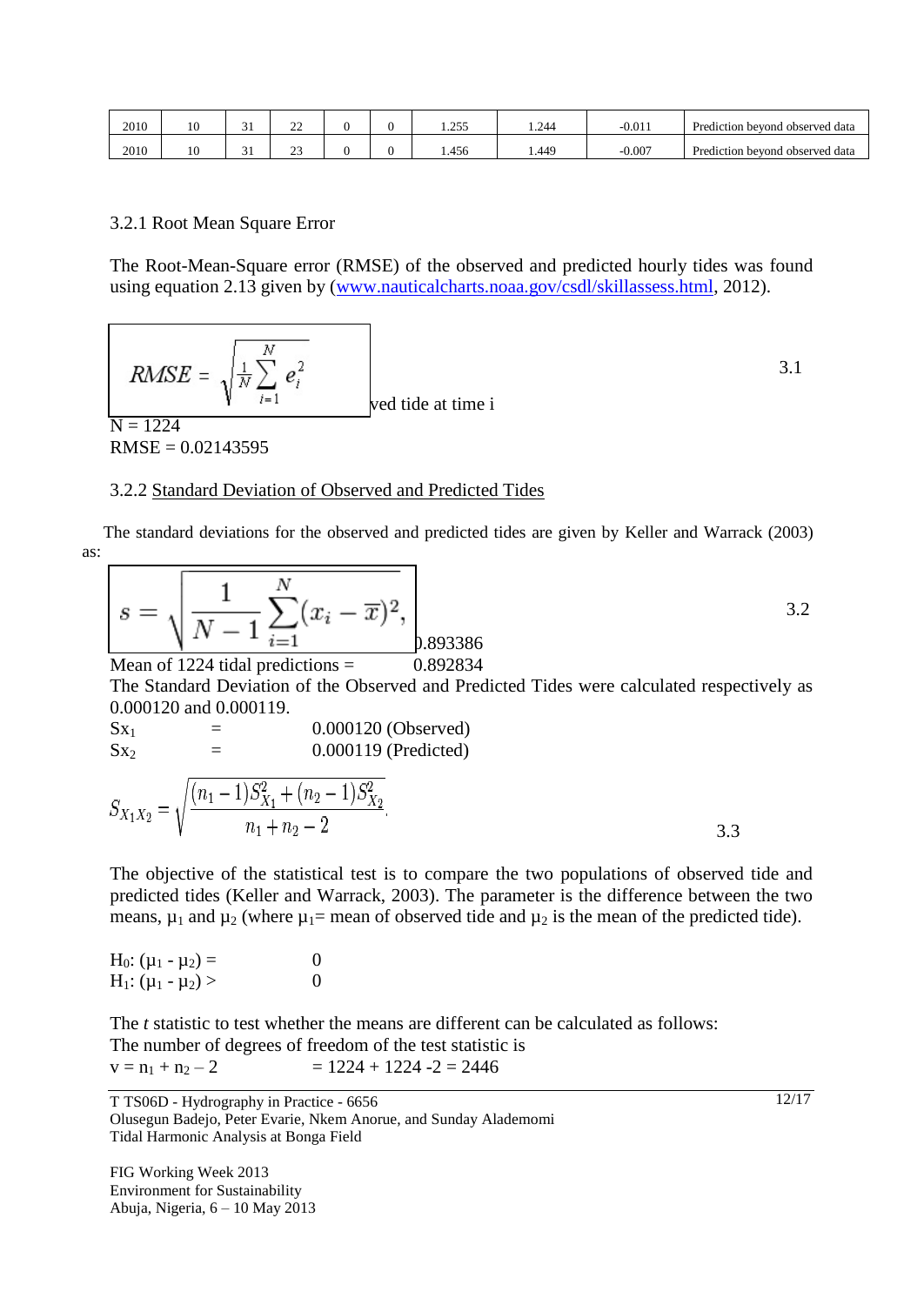| 2010 | 10 | 31 | 22 | 0 | 0 | 1.255 | 1.244 | -0.011 | Prediction beyond observed data |
|---|---|---|---|---|---|---|---|---|---|
| 2010 | 10 | 31 | 23 | 0 | 0 | 1.456 | 1.449 | -0.007 | Prediction beyond observed data |

### 3.2.1 Root Mean Square Error

The Root-Mean-Square error (RMSE) of the observed and predicted hourly tides was found using equation 2.13 given by (www.nauticalcharts.noaa.gov/csdl/skillassess.html, 2012).

$$RMSE = \sqrt{\frac{1}{N}\sum_{i=1}^{N} e_i^2} \qquad 3.1$$

ved tide at time i

N = 1224

RMSE = 0.02143595

### 3.2.2 Standard Deviation of Observed and Predicted Tides

The standard deviations for the observed and predicted tides are given by Keller and Warrack (2003) as:

$$s = \sqrt{\frac{1}{N-1}\sum_{i=1}^{N}(x_i - \overline{x})^2}, \qquad 3.2$$

).893386

Mean of 1224 tidal predictions = 0.892834

The Standard Deviation of the Observed and Predicted Tides were calculated respectively as 0.000120 and 0.000119.

$Sx_1$ = 0.000120 (Observed)

$Sx_2$ = 0.000119 (Predicted)

$$S_{X_1X_2} = \sqrt{\frac{(n_1-1)S_{X_1}^2 + (n_2-1)S_{X_2}^2}{n_1+n_2-2}}. \qquad 3.3$$

The objective of the statistical test is to compare the two populations of observed tide and predicted tides (Keller and Warrack, 2003). The parameter is the difference between the two means, $\mu_1$ and $\mu_2$ (where $\mu_1$= mean of observed tide and $\mu_2$ is the mean of the predicted tide).

$H_0$: $(\mu_1 - \mu_2)$ = 0

$H_1$: $(\mu_1 - \mu_2)$ > 0

The *t* statistic to test whether the means are different can be calculated as follows:

The number of degrees of freedom of the test statistic is

$v = n_1 + n_2 - 2$ = 1224 + 1224 -2 = 2446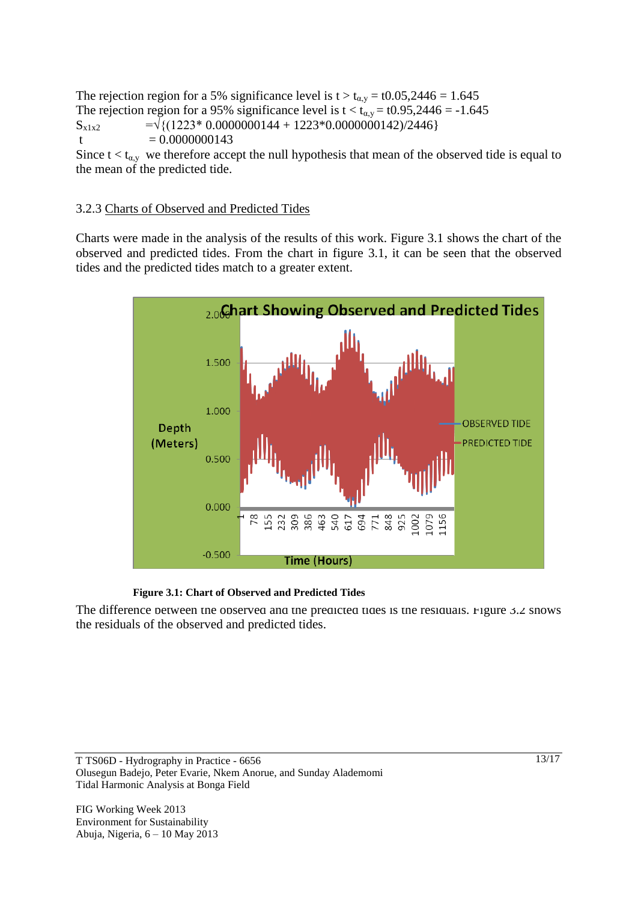The rejection region for a 5% significance level is $t > t_{\alpha,y} = t0.05{,}2446 = 1.645$
The rejection region for a 95% significance level is $t < t_{\alpha,y} = t0.95{,}2446 = -1.645$

$S_{x1x2}$ $= \sqrt{(1223 * 0.0000000144 + 1223 * 0.0000000142)/2446}$

$t$ $= 0.0000000143$

Since $t < t_{\alpha,y}$ we therefore accept the null hypothesis that mean of the observed tide is equal to the mean of the predicted tide.

### 3.2.3 Charts of Observed and Predicted Tides

Charts were made in the analysis of the results of this work. Figure 3.1 shows the chart of the observed and predicted tides. From the chart in figure 3.1, it can be seen that the observed tides and the predicted tides match to a greater extent.

**Figure 3.1: Chart of Observed and Predicted Tides**

The difference between the observed and the predicted tides is the residuals. Figure 3.2 shows the residuals of the observed and predicted tides.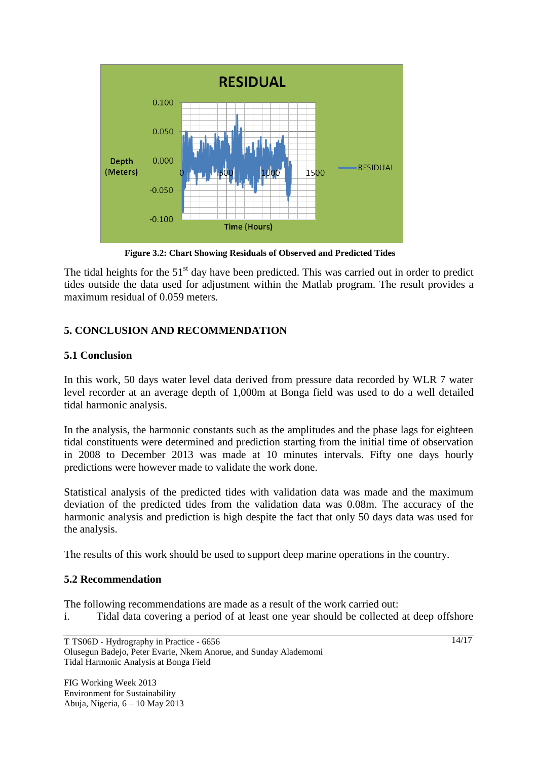**Figure 3.2: Chart Showing Residuals of Observed and Predicted Tides**

The tidal heights for the 51st day have been predicted. This was carried out in order to predict tides outside the data used for adjustment within the Matlab program. The result provides a maximum residual of 0.059 meters.

## 5. CONCLUSION AND RECOMMENDATION

### 5.1 Conclusion

In this work, 50 days water level data derived from pressure data recorded by WLR 7 water level recorder at an average depth of 1,000m at Bonga field was used to do a well detailed tidal harmonic analysis.

In the analysis, the harmonic constants such as the amplitudes and the phase lags for eighteen tidal constituents were determined and prediction starting from the initial time of observation in 2008 to December 2013 was made at 10 minutes intervals. Fifty one days hourly predictions were however made to validate the work done.

Statistical analysis of the predicted tides with validation data was made and the maximum deviation of the predicted tides from the validation data was 0.08m. The accuracy of the harmonic analysis and prediction is high despite the fact that only 50 days data was used for the analysis.

The results of this work should be used to support deep marine operations in the country.

### 5.2 Recommendation

The following recommendations are made as a result of the work carried out:

i. Tidal data covering a period of at least one year should be collected at deep offshore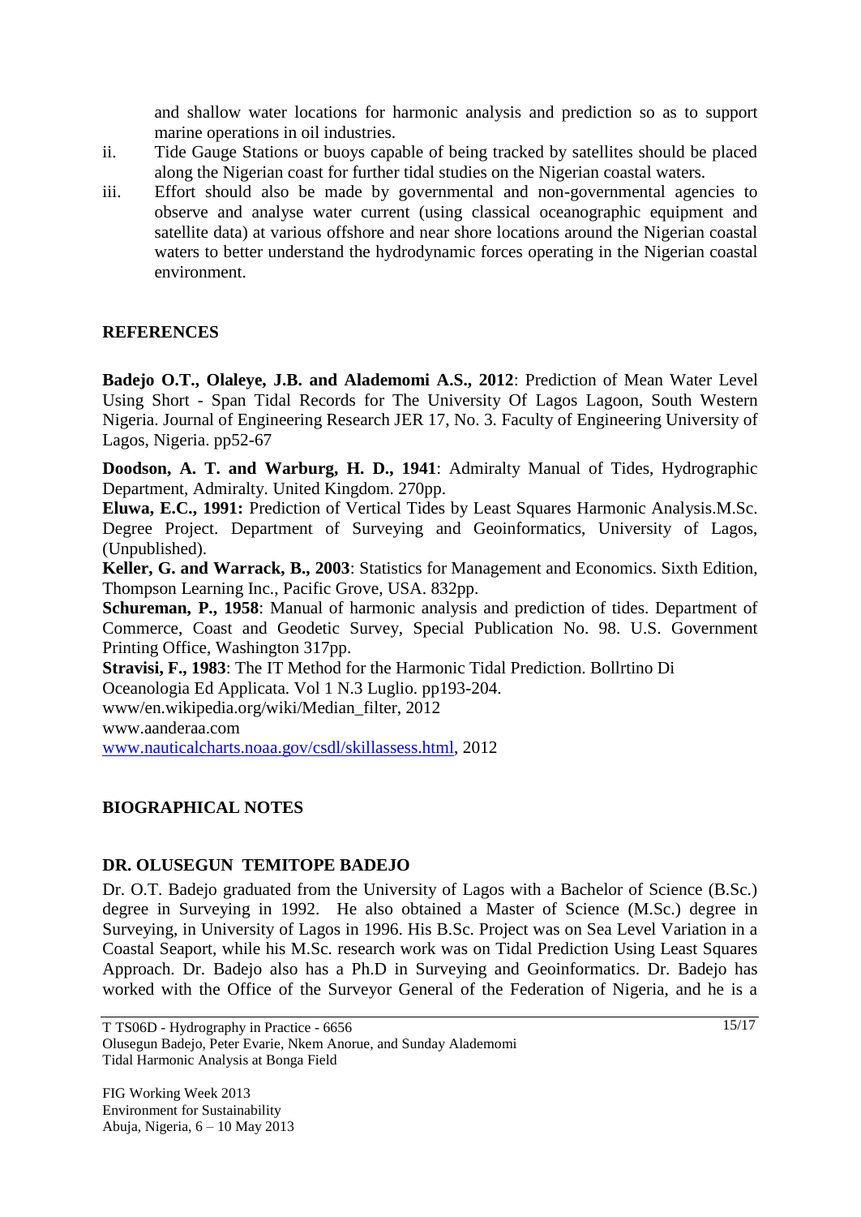and shallow water locations for harmonic analysis and prediction so as to support marine operations in oil industries.

ii. Tide Gauge Stations or buoys capable of being tracked by satellites should be placed along the Nigerian coast for further tidal studies on the Nigerian coastal waters.

iii. Effort should also be made by governmental and non-governmental agencies to observe and analyse water current (using classical oceanographic equipment and satellite data) at various offshore and near shore locations around the Nigerian coastal waters to better understand the hydrodynamic forces operating in the Nigerian coastal environment.

## REFERENCES

**Badejo O.T., Olaleye, J.B. and Alademomi A.S., 2012**: Prediction of Mean Water Level Using Short - Span Tidal Records for The University Of Lagos Lagoon, South Western Nigeria. Journal of Engineering Research JER 17, No. 3. Faculty of Engineering University of Lagos, Nigeria. pp52-67

**Doodson, A. T. and Warburg, H. D., 1941**: Admiralty Manual of Tides, Hydrographic Department, Admiralty. United Kingdom. 270pp.

**Eluwa, E.C., 1991:** Prediction of Vertical Tides by Least Squares Harmonic Analysis.M.Sc. Degree Project. Department of Surveying and Geoinformatics, University of Lagos, (Unpublished).

**Keller, G. and Warrack, B., 2003**: Statistics for Management and Economics. Sixth Edition, Thompson Learning Inc., Pacific Grove, USA. 832pp.

**Schureman, P., 1958**: Manual of harmonic analysis and prediction of tides. Department of Commerce, Coast and Geodetic Survey, Special Publication No. 98. U.S. Government Printing Office, Washington 317pp.

**Stravisi, F., 1983**: The IT Method for the Harmonic Tidal Prediction. Bollrtino Di Oceanologia Ed Applicata. Vol 1 N.3 Luglio. pp193-204.

www/en.wikipedia.org/wiki/Median_filter, 2012

www.aanderaa.com

www.nauticalcharts.noaa.gov/csdl/skillassess.html, 2012

## BIOGRAPHICAL NOTES

### DR. OLUSEGUN TEMITOPE BADEJO

Dr. O.T. Badejo graduated from the University of Lagos with a Bachelor of Science (B.Sc.) degree in Surveying in 1992. He also obtained a Master of Science (M.Sc.) degree in Surveying, in University of Lagos in 1996. His B.Sc. Project was on Sea Level Variation in a Coastal Seaport, while his M.Sc. research work was on Tidal Prediction Using Least Squares Approach. Dr. Badejo also has a Ph.D in Surveying and Geoinformatics. Dr. Badejo has worked with the Office of the Surveyor General of the Federation of Nigeria, and he is a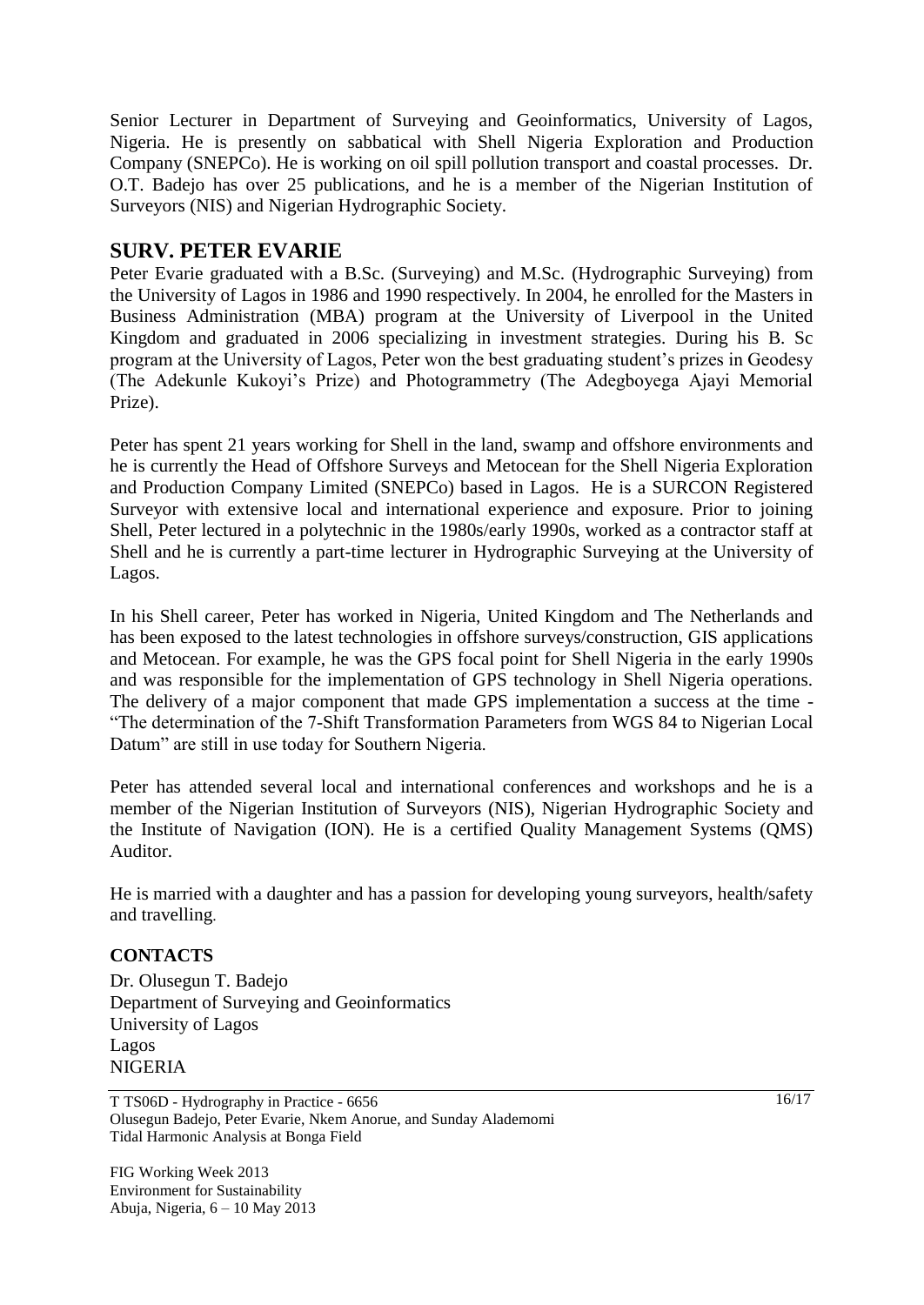Senior Lecturer in Department of Surveying and Geoinformatics, University of Lagos, Nigeria. He is presently on sabbatical with Shell Nigeria Exploration and Production Company (SNEPCo). He is working on oil spill pollution transport and coastal processes. Dr. O.T. Badejo has over 25 publications, and he is a member of the Nigerian Institution of Surveyors (NIS) and Nigerian Hydrographic Society.

## SURV. PETER EVARIE

Peter Evarie graduated with a B.Sc. (Surveying) and M.Sc. (Hydrographic Surveying) from the University of Lagos in 1986 and 1990 respectively. In 2004, he enrolled for the Masters in Business Administration (MBA) program at the University of Liverpool in the United Kingdom and graduated in 2006 specializing in investment strategies. During his B. Sc program at the University of Lagos, Peter won the best graduating student's prizes in Geodesy (The Adekunle Kukoyi's Prize) and Photogrammetry (The Adegboyega Ajayi Memorial Prize).

Peter has spent 21 years working for Shell in the land, swamp and offshore environments and he is currently the Head of Offshore Surveys and Metocean for the Shell Nigeria Exploration and Production Company Limited (SNEPCo) based in Lagos. He is a SURCON Registered Surveyor with extensive local and international experience and exposure. Prior to joining Shell, Peter lectured in a polytechnic in the 1980s/early 1990s, worked as a contractor staff at Shell and he is currently a part-time lecturer in Hydrographic Surveying at the University of Lagos.

In his Shell career, Peter has worked in Nigeria, United Kingdom and The Netherlands and has been exposed to the latest technologies in offshore surveys/construction, GIS applications and Metocean. For example, he was the GPS focal point for Shell Nigeria in the early 1990s and was responsible for the implementation of GPS technology in Shell Nigeria operations. The delivery of a major component that made GPS implementation a success at the time - "The determination of the 7-Shift Transformation Parameters from WGS 84 to Nigerian Local Datum" are still in use today for Southern Nigeria.

Peter has attended several local and international conferences and workshops and he is a member of the Nigerian Institution of Surveyors (NIS), Nigerian Hydrographic Society and the Institute of Navigation (ION). He is a certified Quality Management Systems (QMS) Auditor.

He is married with a daughter and has a passion for developing young surveyors, health/safety and travelling.

### CONTACTS

Dr. Olusegun T. Badejo
Department of Surveying and Geoinformatics
University of Lagos
Lagos
NIGERIA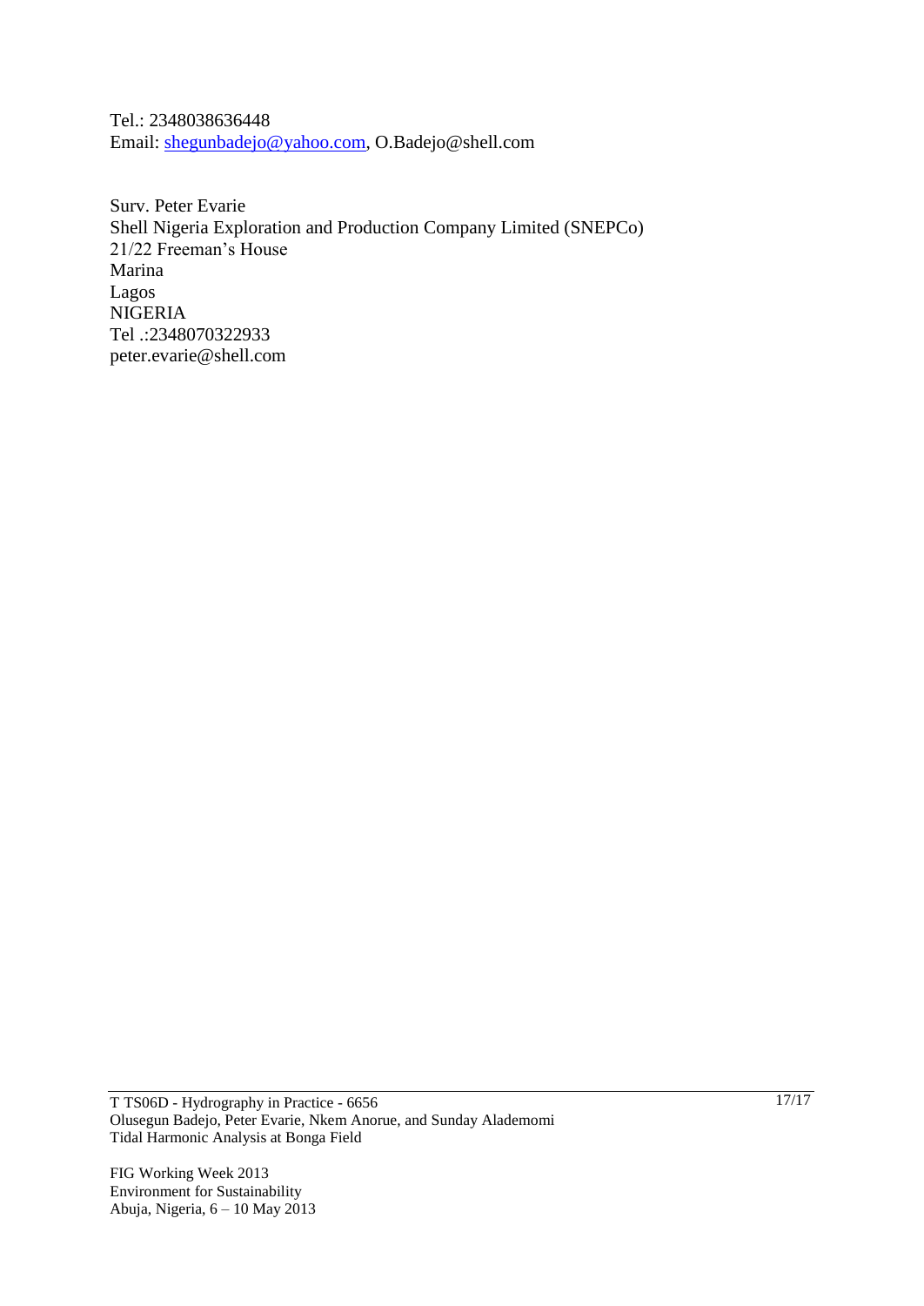Tel.: 2348038636448
Email: shegunbadejo@yahoo.com, O.Badejo@shell.com

Surv. Peter Evarie
Shell Nigeria Exploration and Production Company Limited (SNEPCo)
21/22 Freeman's House
Marina
Lagos
NIGERIA
Tel .:2348070322933
peter.evarie@shell.com